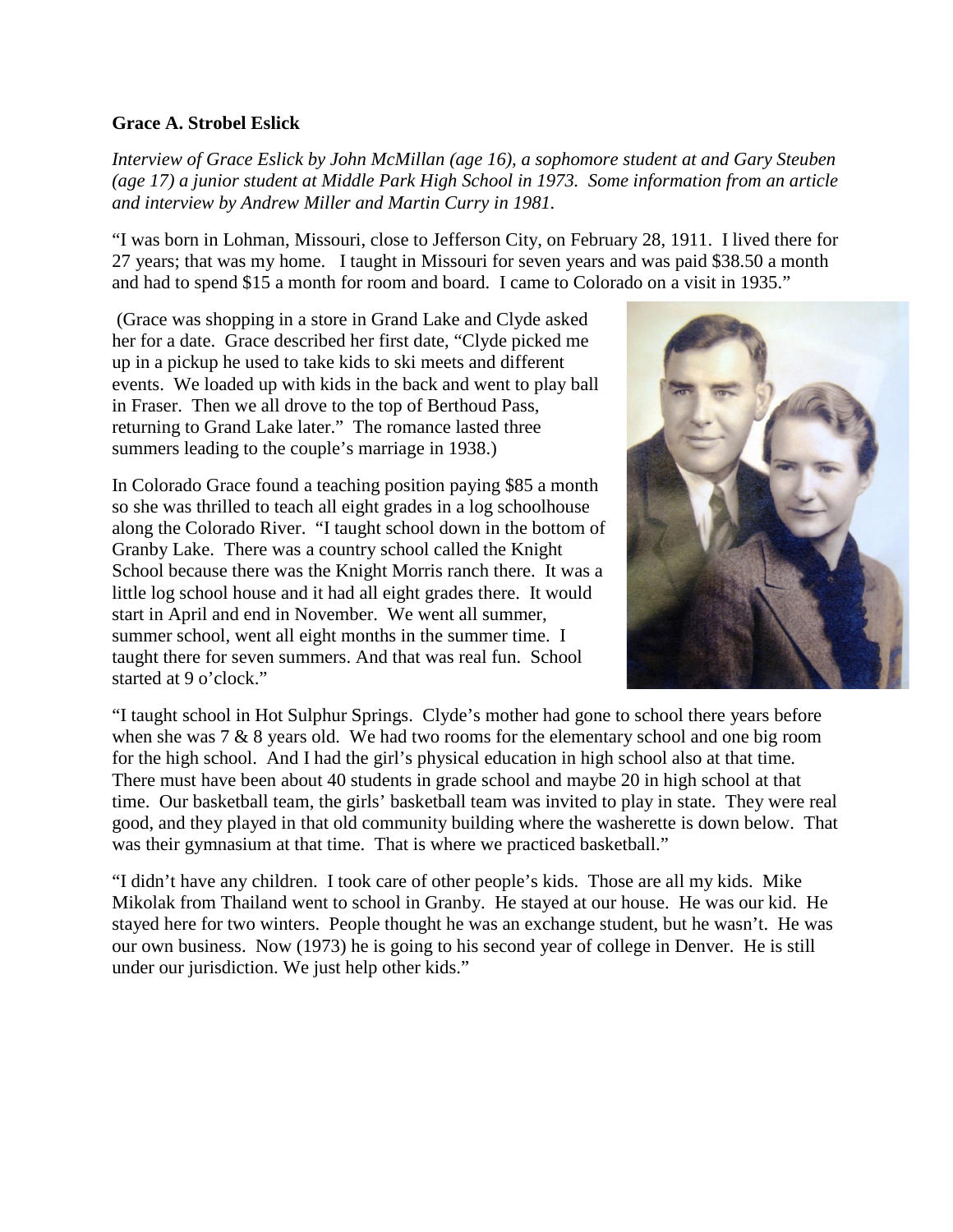**Grace A. Strobel Eslick**

*Interview of Grace Eslick by John McMillan (age 16), a sophomore student at and Gary Steuben (age 17) a junior student at Middle Park High School in 1973. Some information from an article and interview by Andrew Miller and Martin Curry in 1981.*

"I was born in Lohman, Missouri, close to Jefferson City, on February 28, 1911. I lived there for 27 years; that was my home. I taught in Missouri for seven years and was paid $38.50 a month and had to spend $15 a month for room and board. I came to Colorado on a visit in 1935."

(Grace was shopping in a store in Grand Lake and Clyde asked her for a date. Grace described her first date, "Clyde picked me up in a pickup he used to take kids to ski meets and different events. We loaded up with kids in the back and went to play ball in Fraser. Then we all drove to the top of Berthoud Pass, returning to Grand Lake later." The romance lasted three summers leading to the couple's marriage in 1938.)

In Colorado Grace found a teaching position paying $85 a month so she was thrilled to teach all eight grades in a log schoolhouse along the Colorado River. "I taught school down in the bottom of Granby Lake. There was a country school called the Knight School because there was the Knight Morris ranch there. It was a little log school house and it had all eight grades there. It would start in April and end in November. We went all summer, summer school, went all eight months in the summer time. I taught there for seven summers. And that was real fun. School started at 9 o'clock."

"I taught school in Hot Sulphur Springs. Clyde's mother had gone to school there years before when she was 7 & 8 years old. We had two rooms for the elementary school and one big room for the high school. And I had the girl's physical education in high school also at that time. There must have been about 40 students in grade school and maybe 20 in high school at that time. Our basketball team, the girls' basketball team was invited to play in state. They were real good, and they played in that old community building where the washerette is down below. That was their gymnasium at that time. That is where we practiced basketball."

"I didn't have any children. I took care of other people's kids. Those are all my kids. Mike Mikolak from Thailand went to school in Granby. He stayed at our house. He was our kid. He stayed here for two winters. People thought he was an exchange student, but he wasn't. He was our own business. Now (1973) he is going to his second year of college in Denver. He is still under our jurisdiction. We just help other kids."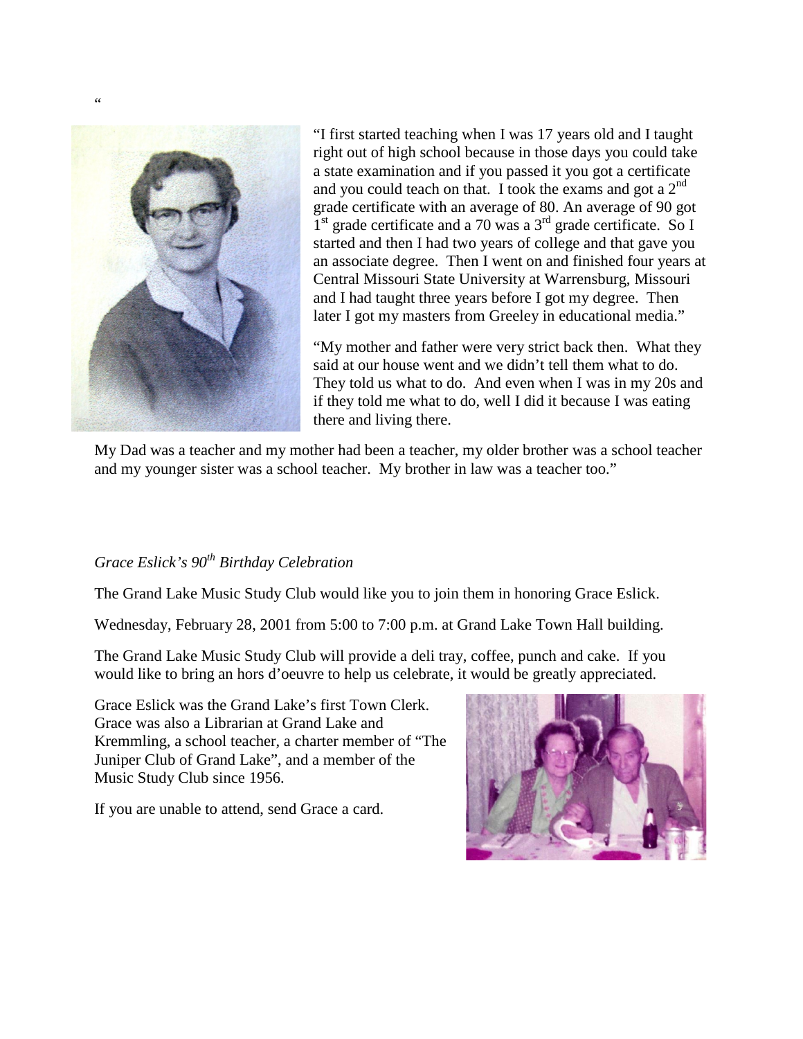"

"I first started teaching when I was 17 years old and I taught right out of high school because in those days you could take a state examination and if you passed it you got a certificate and you could teach on that. I took the exams and got a 2nd grade certificate with an average of 80. An average of 90 got 1st grade certificate and a 70 was a 3rd grade certificate. So I started and then I had two years of college and that gave you an associate degree. Then I went on and finished four years at Central Missouri State University at Warrensburg, Missouri and I had taught three years before I got my degree. Then later I got my masters from Greeley in educational media."

"My mother and father were very strict back then. What they said at our house went and we didn't tell them what to do. They told us what to do. And even when I was in my 20s and if they told me what to do, well I did it because I was eating there and living there.

My Dad was a teacher and my mother had been a teacher, my older brother was a school teacher and my younger sister was a school teacher. My brother in law was a teacher too."

*Grace Eslick's 90th Birthday Celebration*

The Grand Lake Music Study Club would like you to join them in honoring Grace Eslick.

Wednesday, February 28, 2001 from 5:00 to 7:00 p.m. at Grand Lake Town Hall building.

The Grand Lake Music Study Club will provide a deli tray, coffee, punch and cake. If you would like to bring an hors d'oeuvre to help us celebrate, it would be greatly appreciated.

Grace Eslick was the Grand Lake's first Town Clerk. Grace was also a Librarian at Grand Lake and Kremmling, a school teacher, a charter member of "The Juniper Club of Grand Lake", and a member of the Music Study Club since 1956.

If you are unable to attend, send Grace a card.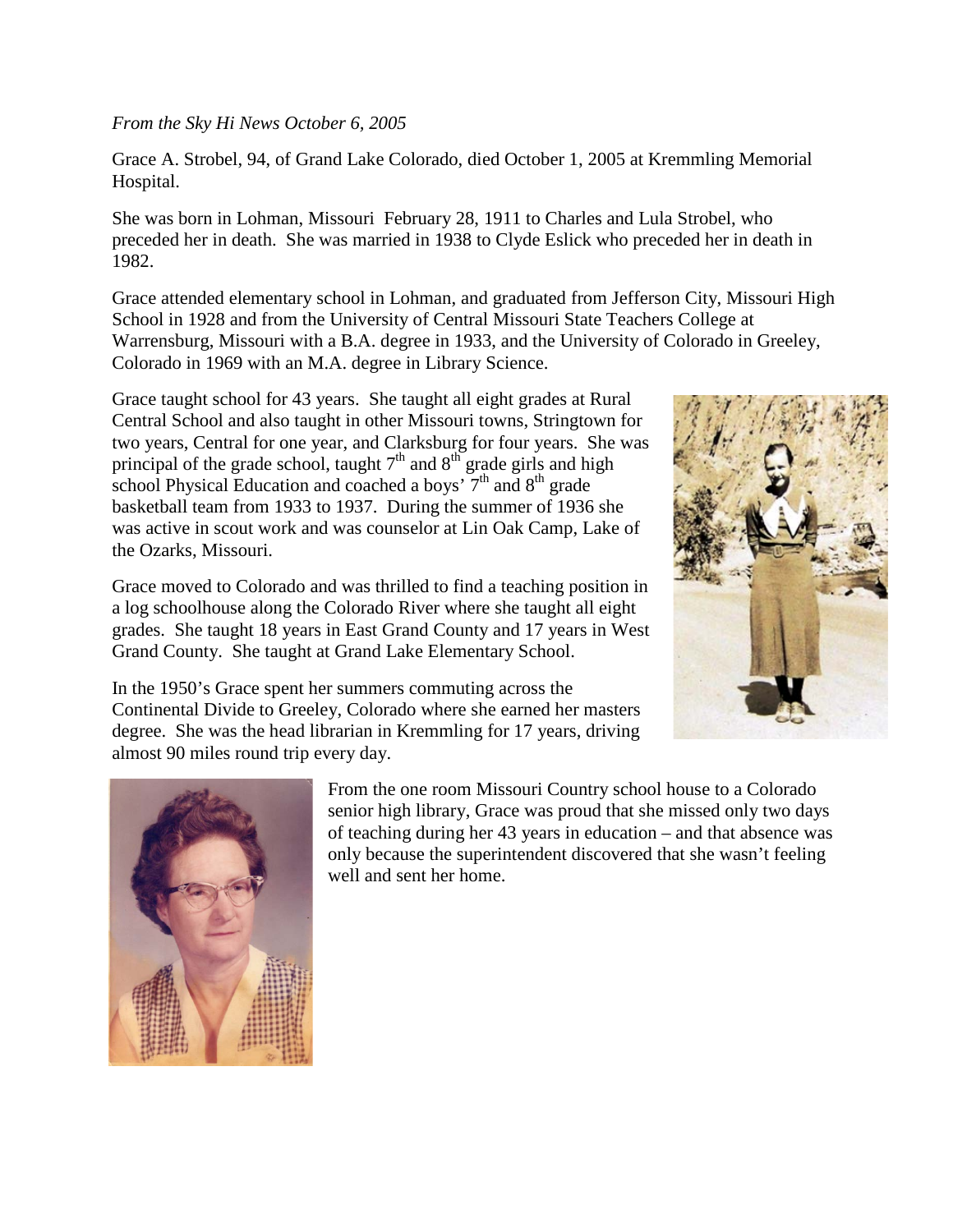*From the Sky Hi News October 6, 2005*

Grace A. Strobel, 94, of Grand Lake Colorado, died October 1, 2005 at Kremmling Memorial Hospital.

She was born in Lohman, Missouri February 28, 1911 to Charles and Lula Strobel, who preceded her in death. She was married in 1938 to Clyde Eslick who preceded her in death in 1982.

Grace attended elementary school in Lohman, and graduated from Jefferson City, Missouri High School in 1928 and from the University of Central Missouri State Teachers College at Warrensburg, Missouri with a B.A. degree in 1933, and the University of Colorado in Greeley, Colorado in 1969 with an M.A. degree in Library Science.

Grace taught school for 43 years. She taught all eight grades at Rural Central School and also taught in other Missouri towns, Stringtown for two years, Central for one year, and Clarksburg for four years. She was principal of the grade school, taught 7th and 8th grade girls and high school Physical Education and coached a boys' 7th and 8th grade basketball team from 1933 to 1937. During the summer of 1936 she was active in scout work and was counselor at Lin Oak Camp, Lake of the Ozarks, Missouri.

Grace moved to Colorado and was thrilled to find a teaching position in a log schoolhouse along the Colorado River where she taught all eight grades. She taught 18 years in East Grand County and 17 years in West Grand County. She taught at Grand Lake Elementary School.

In the 1950's Grace spent her summers commuting across the Continental Divide to Greeley, Colorado where she earned her masters degree. She was the head librarian in Kremmling for 17 years, driving almost 90 miles round trip every day.

From the one room Missouri Country school house to a Colorado senior high library, Grace was proud that she missed only two days of teaching during her 43 years in education – and that absence was only because the superintendent discovered that she wasn't feeling well and sent her home.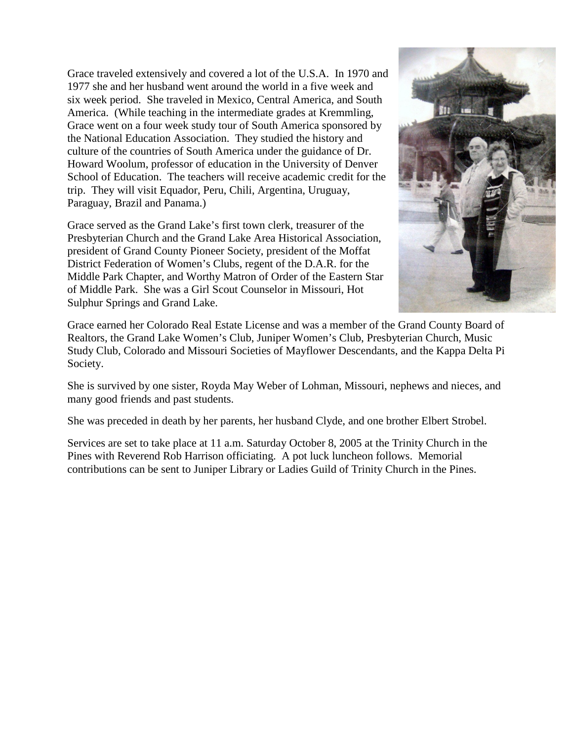Grace traveled extensively and covered a lot of the U.S.A. In 1970 and 1977 she and her husband went around the world in a five week and six week period. She traveled in Mexico, Central America, and South America. (While teaching in the intermediate grades at Kremmling, Grace went on a four week study tour of South America sponsored by the National Education Association. They studied the history and culture of the countries of South America under the guidance of Dr. Howard Woolum, professor of education in the University of Denver School of Education. The teachers will receive academic credit for the trip. They will visit Equador, Peru, Chili, Argentina, Uruguay, Paraguay, Brazil and Panama.)

Grace served as the Grand Lake's first town clerk, treasurer of the Presbyterian Church and the Grand Lake Area Historical Association, president of Grand County Pioneer Society, president of the Moffat District Federation of Women's Clubs, regent of the D.A.R. for the Middle Park Chapter, and Worthy Matron of Order of the Eastern Star of Middle Park. She was a Girl Scout Counselor in Missouri, Hot Sulphur Springs and Grand Lake.

Grace earned her Colorado Real Estate License and was a member of the Grand County Board of Realtors, the Grand Lake Women's Club, Juniper Women's Club, Presbyterian Church, Music Study Club, Colorado and Missouri Societies of Mayflower Descendants, and the Kappa Delta Pi Society.

She is survived by one sister, Royda May Weber of Lohman, Missouri, nephews and nieces, and many good friends and past students.

She was preceded in death by her parents, her husband Clyde, and one brother Elbert Strobel.

Services are set to take place at 11 a.m. Saturday October 8, 2005 at the Trinity Church in the Pines with Reverend Rob Harrison officiating. A pot luck luncheon follows. Memorial contributions can be sent to Juniper Library or Ladies Guild of Trinity Church in the Pines.